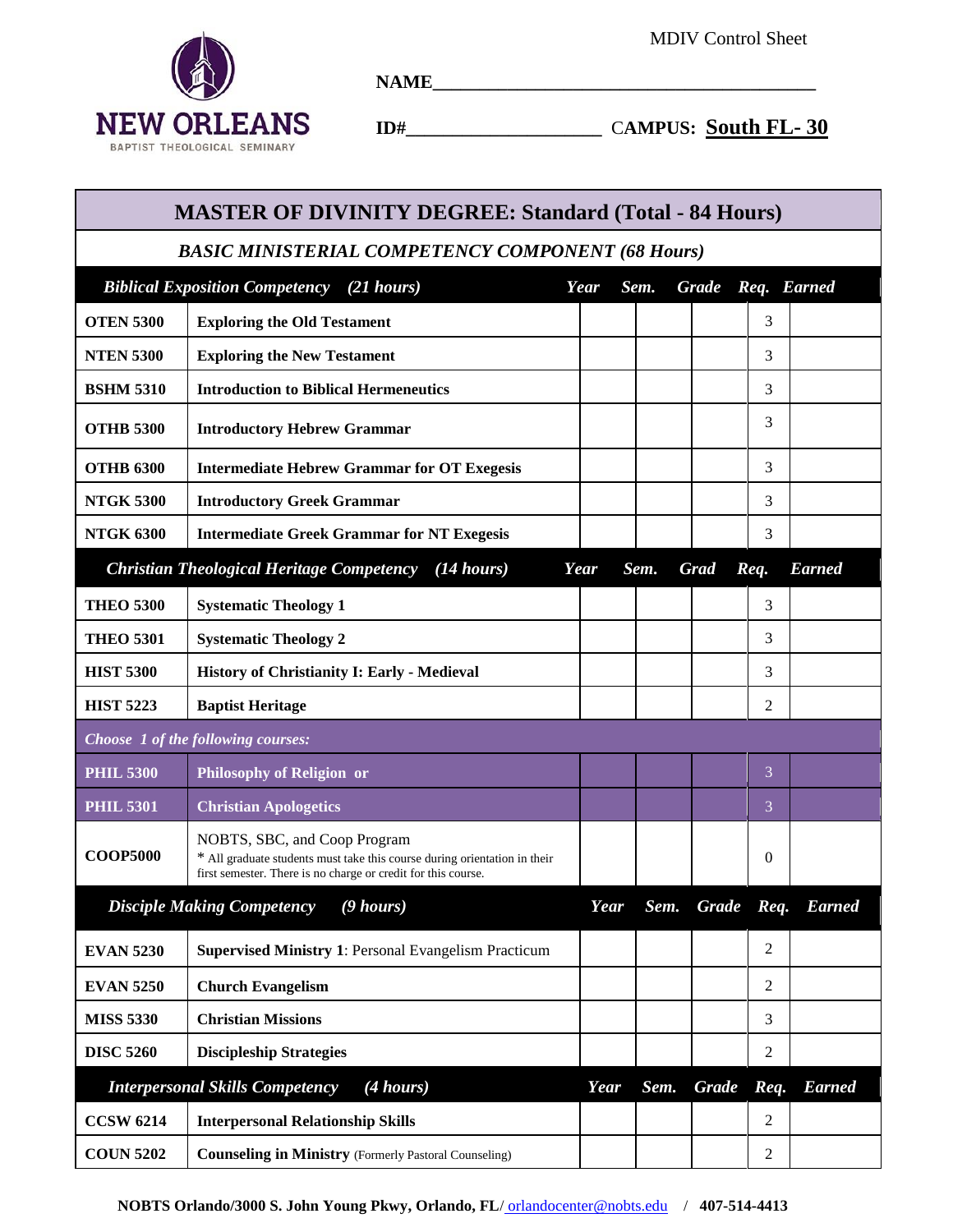NEW ORLEANS BAPTIST THEOLOGICAL SEMINARY

MDIV Control Sheet

**NAME**________________________________________

**ID#**____________________ C**AMPUS:** **South FL- 30**

# MASTER OF DIVINITY DEGREE: Standard (Total - 84 Hours)

## *BASIC MINISTERIAL COMPETENCY COMPONENT (68 Hours)*

| *Biblical Exposition Competency (21 hours)* | | *Year* | *Sem.* | *Grade* | *Req.* | *Earned* |
|---|---|---|---|---|---|---|
| **OTEN 5300** | **Exploring the Old Testament** | | | | 3 | |
| **NTEN 5300** | **Exploring the New Testament** | | | | 3 | |
| **BSHM 5310** | **Introduction to Biblical Hermeneutics** | | | | 3 | |
| **OTHB 5300** | **Introductory Hebrew Grammar** | | | | 3 | |
| **OTHB 6300** | **Intermediate Hebrew Grammar for OT Exegesis** | | | | 3 | |
| **NTGK 5300** | **Introductory Greek Grammar** | | | | 3 | |
| **NTGK 6300** | **Intermediate Greek Grammar for NT Exegesis** | | | | 3 | |
| *Christian Theological Heritage Competency (14 hours)* | | *Year* | *Sem.* | *Grad* | *Req.* | *Earned* |
| **THEO 5300** | **Systematic Theology 1** | | | | 3 | |
| **THEO 5301** | **Systematic Theology 2** | | | | 3 | |
| **HIST 5300** | **History of Christianity I: Early - Medieval** | | | | 3 | |
| **HIST 5223** | **Baptist Heritage** | | | | 2 | |
| *Choose 1 of the following courses:* | | | | | | |
| **PHIL 5300** | **Philosophy of Religion or** | | | | 3 | |
| **PHIL 5301** | **Christian Apologetics** | | | | 3 | |
| **COOP5000** | NOBTS, SBC, and Coop Program<br>* All graduate students must take this course during orientation in their first semester. There is no charge or credit for this course. | | | | 0 | |
| *Disciple Making Competency (9 hours)* | | *Year* | *Sem.* | *Grade* | *Req.* | *Earned* |
| **EVAN 5230** | **Supervised Ministry 1**: Personal Evangelism Practicum | | | | 2 | |
| **EVAN 5250** | **Church Evangelism** | | | | 2 | |
| **MISS 5330** | **Christian Missions** | | | | 3 | |
| **DISC 5260** | **Discipleship Strategies** | | | | 2 | |
| *Interpersonal Skills Competency (4 hours)* | | *Year* | *Sem.* | *Grade* | *Req.* | *Earned* |
| **CCSW 6214** | **Interpersonal Relationship Skills** | | | | 2 | |
| **COUN 5202** | **Counseling in Ministry** (Formerly Pastoral Counseling) | | | | 2 | |

**NOBTS Orlando/3000 S. John Young Pkwy, Orlando, FL/** orlandocenter@nobts.edu / **407-514-4413**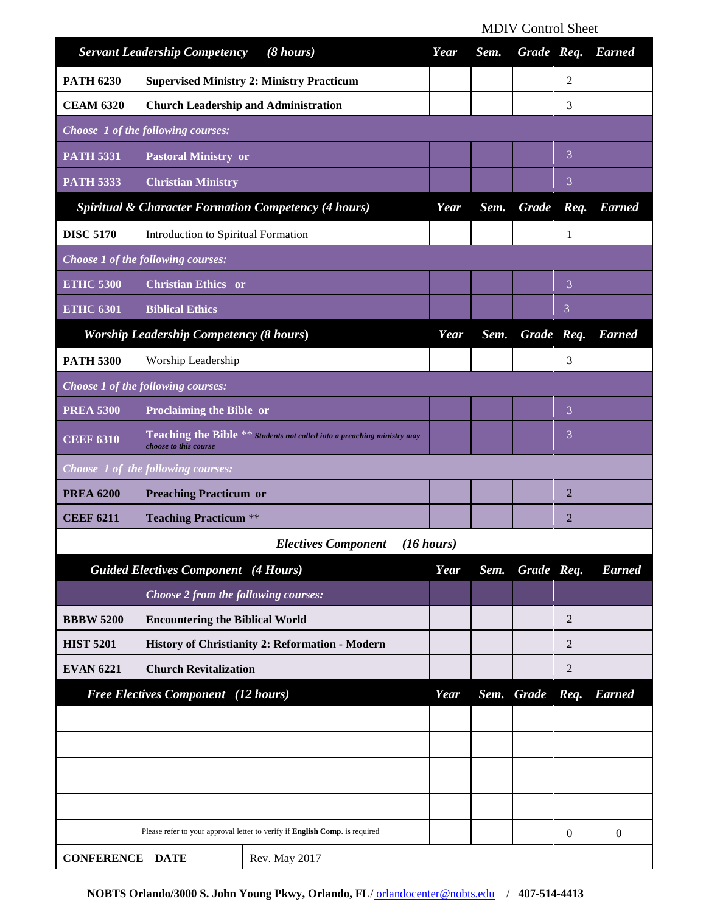MDIV Control Sheet

| *Servant Leadership Competency (8 hours)* | | *Year* | *Sem.* | *Grade* | *Req.* | *Earned* |
|---|---|---|---|---|---|---|
| **PATH 6230** | **Supervised Ministry 2: Ministry Practicum** | | | | 2 | |
| **CEAM 6320** | **Church Leadership and Administration** | | | | 3 | |
| *Choose 1 of the following courses:* | | | | | | |
| **PATH 5331** | **Pastoral Ministry or** | | | | 3 | |
| **PATH 5333** | **Christian Ministry** | | | | 3 | |
| *Spiritual & Character Formation Competency (4 hours)* | | *Year* | *Sem.* | *Grade* | *Req.* | *Earned* |
| **DISC 5170** | Introduction to Spiritual Formation | | | | 1 | |
| *Choose 1 of the following courses:* | | | | | | |
| **ETHC 5300** | **Christian Ethics or** | | | | 3 | |
| **ETHC 6301** | **Biblical Ethics** | | | | 3 | |
| *Worship Leadership Competency (8 hours)* | | *Year* | *Sem.* | *Grade* | *Req.* | *Earned* |
| **PATH 5300** | Worship Leadership | | | | 3 | |
| *Choose 1 of the following courses:* | | | | | | |
| **PREA 5300** | **Proclaiming the Bible or** | | | | 3 | |
| **CEEF 6310** | **Teaching the Bible** ** *Students not called into a preaching ministry may choose to this course* | | | | 3 | |
| *Choose 1 of the following courses:* | | | | | | |
| **PREA 6200** | **Preaching Practicum or** | | | | 2 | |
| **CEEF 6211** | **Teaching Practicum** ** | | | | 2 | |
| *Electives Component (16 hours)* | | | | | | |
| *Guided Electives Component (4 Hours)* | | *Year* | *Sem.* | *Grade* | *Req.* | *Earned* |
| | *Choose 2 from the following courses:* | | | | | |
| **BBBW 5200** | **Encountering the Biblical World** | | | | 2 | |
| **HIST 5201** | **History of Christianity 2: Reformation - Modern** | | | | 2 | |
| **EVAN 6221** | **Church Revitalization** | | | | 2 | |
| *Free Electives Component (12 hours)* | | *Year* | *Sem.* | *Grade* | *Req.* | *Earned* |
| | | | | | | |
| | | | | | | |
| | | | | | | |
| | | | | | | |
| | Please refer to your approval letter to verify if **English Comp**. is required | | | | 0 | 0 |
| **CONFERENCE DATE** | Rev. May 2017 | | | | | |

**NOBTS Orlando/3000 S. John Young Pkwy, Orlando, FL/ orlandocenter@nobts.edu / 407-514-4413**